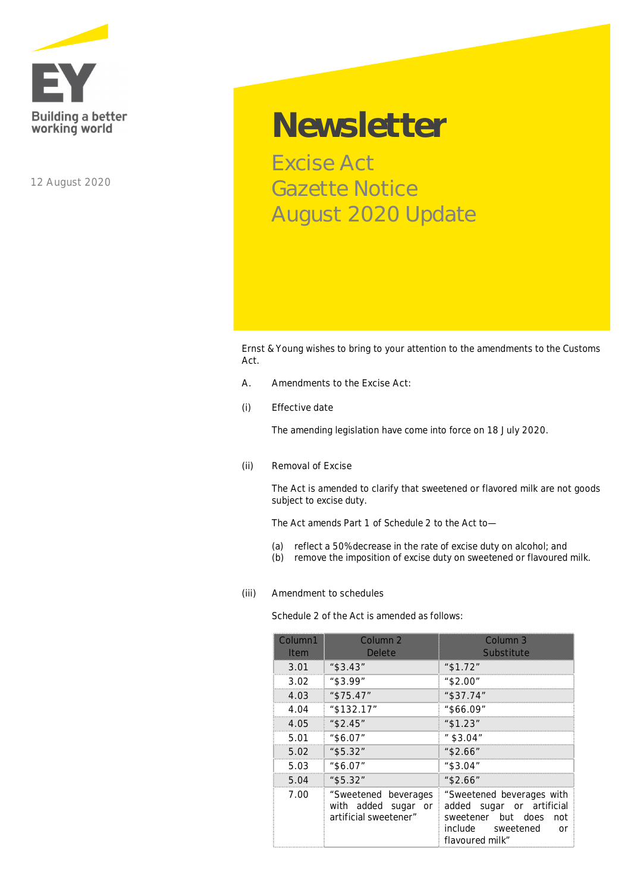EY

Building a better working world

12 August 2020

# Newsletter

## Excise Act
## Gazette Notice
## August 2020 Update

Ernst & Young wishes to bring to your attention to the amendments to the Customs Act.

A. Amendments to the Excise Act:

(i) Effective date

The amending legislation have come into force on 18 July 2020.

(ii) Removal of Excise

The Act is amended to clarify that sweetened or flavored milk are not goods subject to excise duty.

The Act amends Part 1 of Schedule 2 to the Act to—

(a) reflect a 50% decrease in the rate of excise duty on alcohol; and
(b) remove the imposition of excise duty on sweetened or flavoured milk.

(iii) Amendment to schedules

Schedule 2 of the Act is amended as follows:

| Column1 Item | Column 2 Delete | Column 3 Substitute |
|---|---|---|
| 3.01 | "$3.43" | "$1.72" |
| 3.02 | "$3.99" | "$2.00" |
| 4.03 | "$75.47" | "$37.74" |
| 4.04 | "$132.17" | "$66.09" |
| 4.05 | "$2.45" | "$1.23" |
| 5.01 | "$6.07" | " $3.04" |
| 5.02 | "$5.32" | "$2.66" |
| 5.03 | "$6.07" | "$3.04" |
| 5.04 | "$5.32" | "$2.66" |
| 7.00 | "Sweetened beverages with added sugar or artificial sweetener" | "Sweetened beverages with added sugar or artificial sweetener but does not include sweetened or flavoured milk" |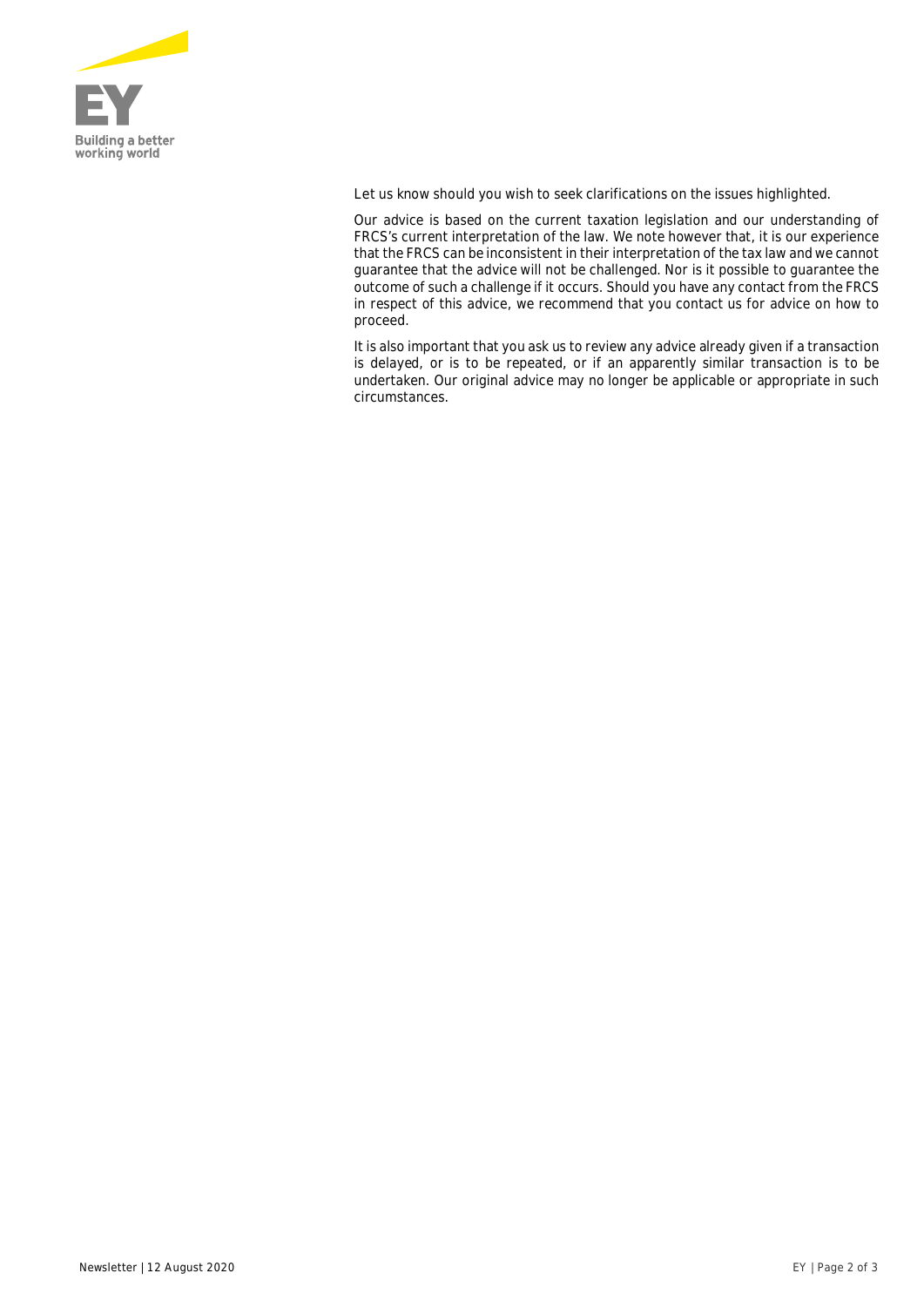Let us know should you wish to seek clarifications on the issues highlighted.

Our advice is based on the current taxation legislation and our understanding of FRCS's current interpretation of the law. We note however that, it is our experience that the FRCS can be inconsistent in their interpretation of the tax law and we cannot guarantee that the advice will not be challenged. Nor is it possible to guarantee the outcome of such a challenge if it occurs. Should you have any contact from the FRCS in respect of this advice, we recommend that you contact us for advice on how to proceed.

It is also important that you ask us to review any advice already given if a transaction is delayed, or is to be repeated, or if an apparently similar transaction is to be undertaken. Our original advice may no longer be applicable or appropriate in such circumstances.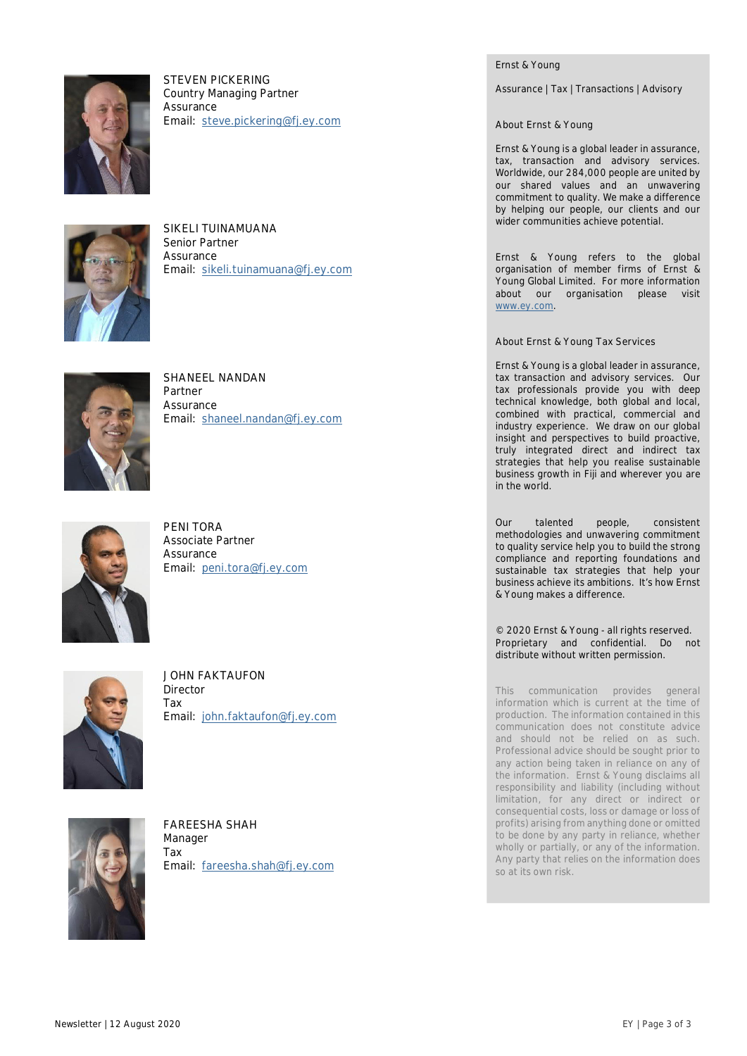STEVEN PICKERING
Country Managing Partner
Assurance
Email: steve.pickering@fj.ey.com

SIKELI TUINAMUANA
Senior Partner
Assurance
Email: sikeli.tuinamuana@fj.ey.com

SHANEEL NANDAN
Partner
Assurance
Email: shaneel.nandan@fj.ey.com

PENI TORA
Associate Partner
Assurance
Email: peni.tora@fj.ey.com

JOHN FAKTAUFON
Director
Tax
Email: john.faktaufon@fj.ey.com

FAREESHA SHAH
Manager
Tax
Email: fareesha.shah@fj.ey.com

Ernst & Young

Assurance | Tax | Transactions | Advisory

## About Ernst & Young

Ernst & Young is a global leader in assurance, tax, transaction and advisory services. Worldwide, our 284,000 people are united by our shared values and an unwavering commitment to quality. We make a difference by helping our people, our clients and our wider communities achieve potential.

Ernst & Young refers to the global organisation of member firms of Ernst & Young Global Limited. For more information about our organisation please visit www.ey.com.

## About Ernst & Young Tax Services

Ernst & Young is a global leader in assurance, tax transaction and advisory services. Our tax professionals provide you with deep technical knowledge, both global and local, combined with practical, commercial and industry experience. We draw on our global insight and perspectives to build proactive, truly integrated direct and indirect tax strategies that help you realise sustainable business growth in Fiji and wherever you are in the world.

Our talented people, consistent methodologies and unwavering commitment to quality service help you to build the strong compliance and reporting foundations and sustainable tax strategies that help your business achieve its ambitions. It's how Ernst & Young makes a difference.

© 2020 Ernst & Young - all rights reserved. Proprietary and confidential. Do not distribute without written permission.

This communication provides general information which is current at the time of production. The information contained in this communication does not constitute advice and should not be relied on as such. Professional advice should be sought prior to any action being taken in reliance on any of the information. Ernst & Young disclaims all responsibility and liability (including without limitation, for any direct or indirect or consequential costs, loss or damage or loss of profits) arising from anything done or omitted to be done by any party in reliance, whether wholly or partially, or any of the information. Any party that relies on the information does so at its own risk.